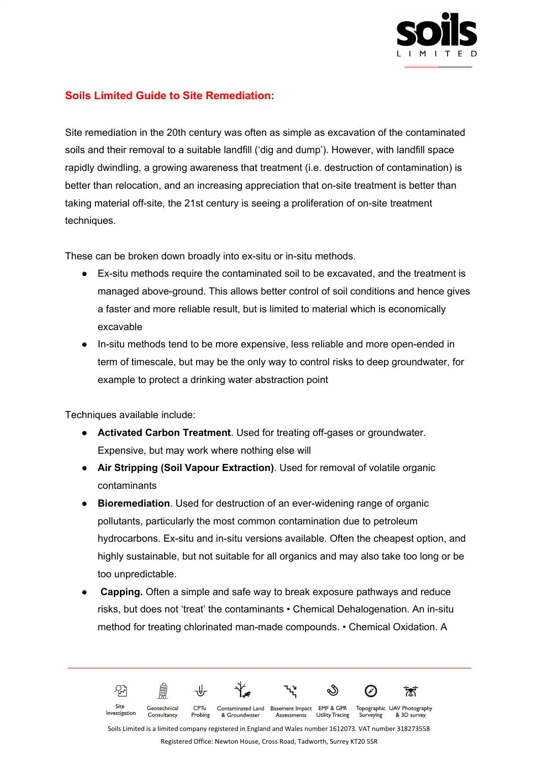# Soils Limited Guide to Site Remediation:

Site remediation in the 20th century was often as simple as excavation of the contaminated soils and their removal to a suitable landfill ('dig and dump'). However, with landfill space rapidly dwindling, a growing awareness that treatment (i.e. destruction of contamination) is better than relocation, and an increasing appreciation that on-site treatment is better than taking material off-site, the 21st century is seeing a proliferation of on-site treatment techniques.

These can be broken down broadly into ex-situ or in-situ methods.

- Ex-situ methods require the contaminated soil to be excavated, and the treatment is managed above-ground. This allows better control of soil conditions and hence gives a faster and more reliable result, but is limited to material which is economically excavable
- In-situ methods tend to be more expensive, less reliable and more open-ended in term of timescale, but may be the only way to control risks to deep groundwater, for example to protect a drinking water abstraction point

Techniques available include:

- **Activated Carbon Treatment**. Used for treating off-gases or groundwater. Expensive, but may work where nothing else will
- **Air Stripping (Soil Vapour Extraction)**. Used for removal of volatile organic contaminants
- **Bioremediation**. Used for destruction of an ever-widening range of organic pollutants, particularly the most common contamination due to petroleum hydrocarbons. Ex-situ and in-situ versions available. Often the cheapest option, and highly sustainable, but not suitable for all organics and may also take too long or be too unpredictable.
- **Capping.** Often a simple and safe way to break exposure pathways and reduce risks, but does not 'treat' the contaminants • Chemical Dehalogenation. An in-situ method for treating chlorinated man-made compounds. • Chemical Oxidation. A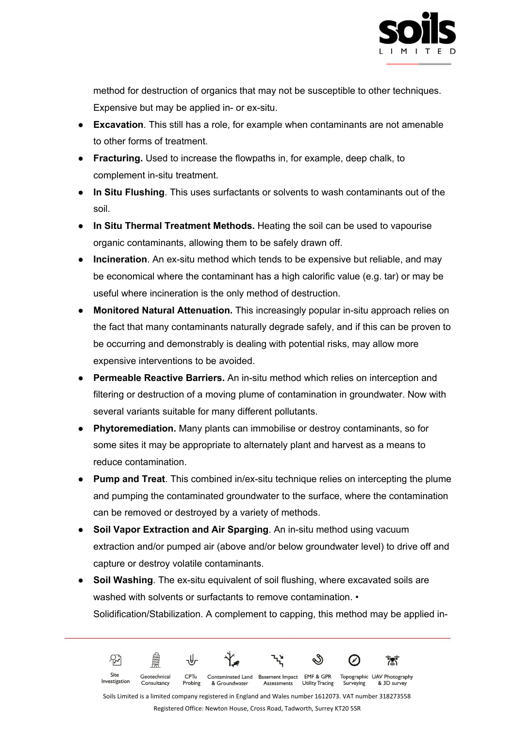method for destruction of organics that may not be susceptible to other techniques. Expensive but may be applied in- or ex-situ.

- **Excavation**. This still has a role, for example when contaminants are not amenable to other forms of treatment.
- **Fracturing.** Used to increase the flowpaths in, for example, deep chalk, to complement in-situ treatment.
- **In Situ Flushing**. This uses surfactants or solvents to wash contaminants out of the soil.
- **In Situ Thermal Treatment Methods.** Heating the soil can be used to vapourise organic contaminants, allowing them to be safely drawn off.
- **Incineration**. An ex-situ method which tends to be expensive but reliable, and may be economical where the contaminant has a high calorific value (e.g. tar) or may be useful where incineration is the only method of destruction.
- **Monitored Natural Attenuation.** This increasingly popular in-situ approach relies on the fact that many contaminants naturally degrade safely, and if this can be proven to be occurring and demonstrably is dealing with potential risks, may allow more expensive interventions to be avoided.
- **Permeable Reactive Barriers.** An in-situ method which relies on interception and filtering or destruction of a moving plume of contamination in groundwater. Now with several variants suitable for many different pollutants.
- **Phytoremediation.** Many plants can immobilise or destroy contaminants, so for some sites it may be appropriate to alternately plant and harvest as a means to reduce contamination.
- **Pump and Treat**. This combined in/ex-situ technique relies on intercepting the plume and pumping the contaminated groundwater to the surface, where the contamination can be removed or destroyed by a variety of methods.
- **Soil Vapor Extraction and Air Sparging**. An in-situ method using vacuum extraction and/or pumped air (above and/or below groundwater level) to drive off and capture or destroy volatile contaminants.
- **Soil Washing**. The ex-situ equivalent of soil flushing, where excavated soils are washed with solvents or surfactants to remove contamination. • Solidification/Stabilization. A complement to capping, this method may be applied in-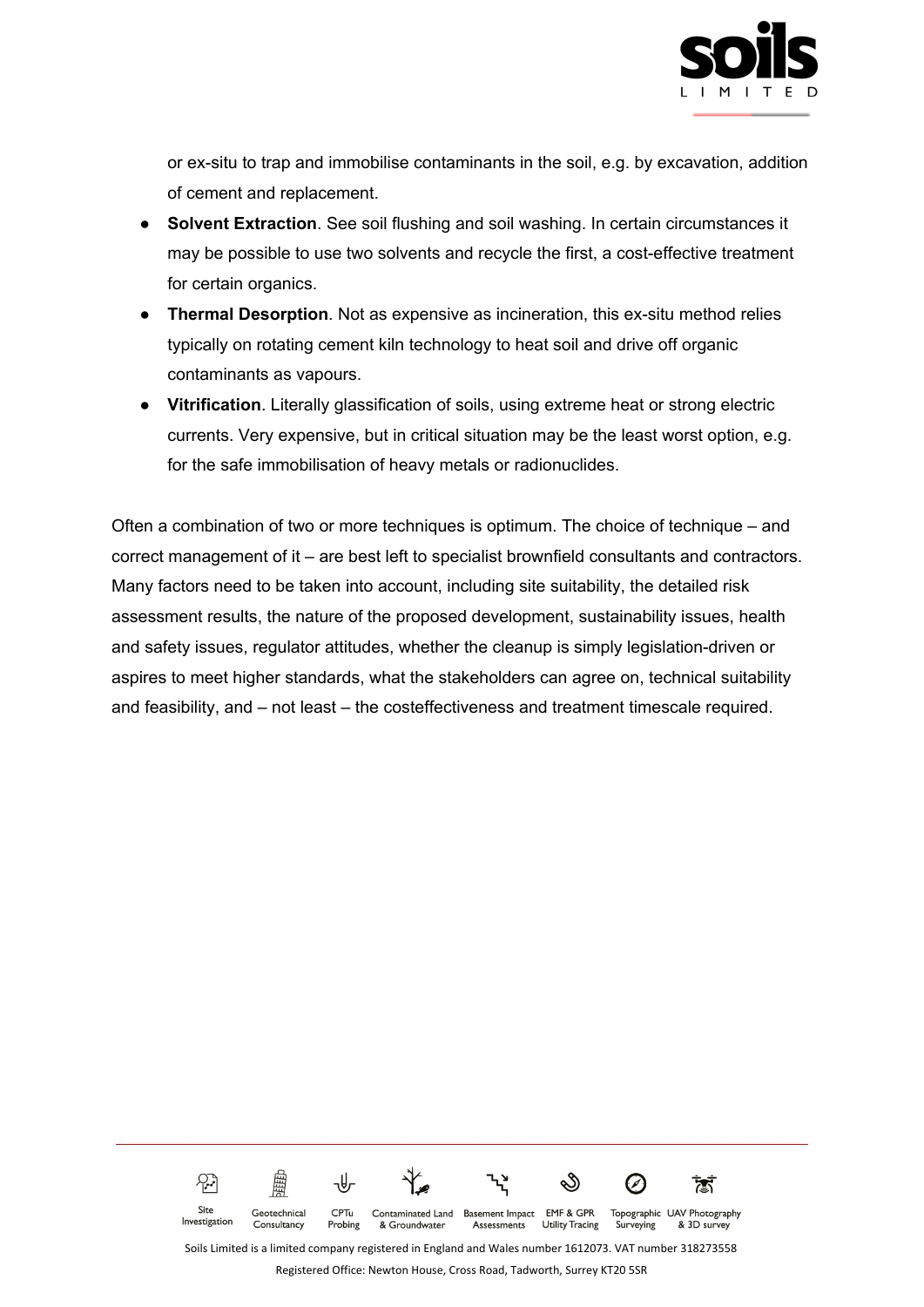or ex-situ to trap and immobilise contaminants in the soil, e.g. by excavation, addition of cement and replacement.

- **Solvent Extraction**. See soil flushing and soil washing. In certain circumstances it may be possible to use two solvents and recycle the first, a cost-effective treatment for certain organics.
- **Thermal Desorption**. Not as expensive as incineration, this ex-situ method relies typically on rotating cement kiln technology to heat soil and drive off organic contaminants as vapours.
- **Vitrification**. Literally glassification of soils, using extreme heat or strong electric currents. Very expensive, but in critical situation may be the least worst option, e.g. for the safe immobilisation of heavy metals or radionuclides.

Often a combination of two or more techniques is optimum. The choice of technique – and correct management of it – are best left to specialist brownfield consultants and contractors. Many factors need to be taken into account, including site suitability, the detailed risk assessment results, the nature of the proposed development, sustainability issues, health and safety issues, regulator attitudes, whether the cleanup is simply legislation-driven or aspires to meet higher standards, what the stakeholders can agree on, technical suitability and feasibility, and – not least – the costeffectiveness and treatment timescale required.